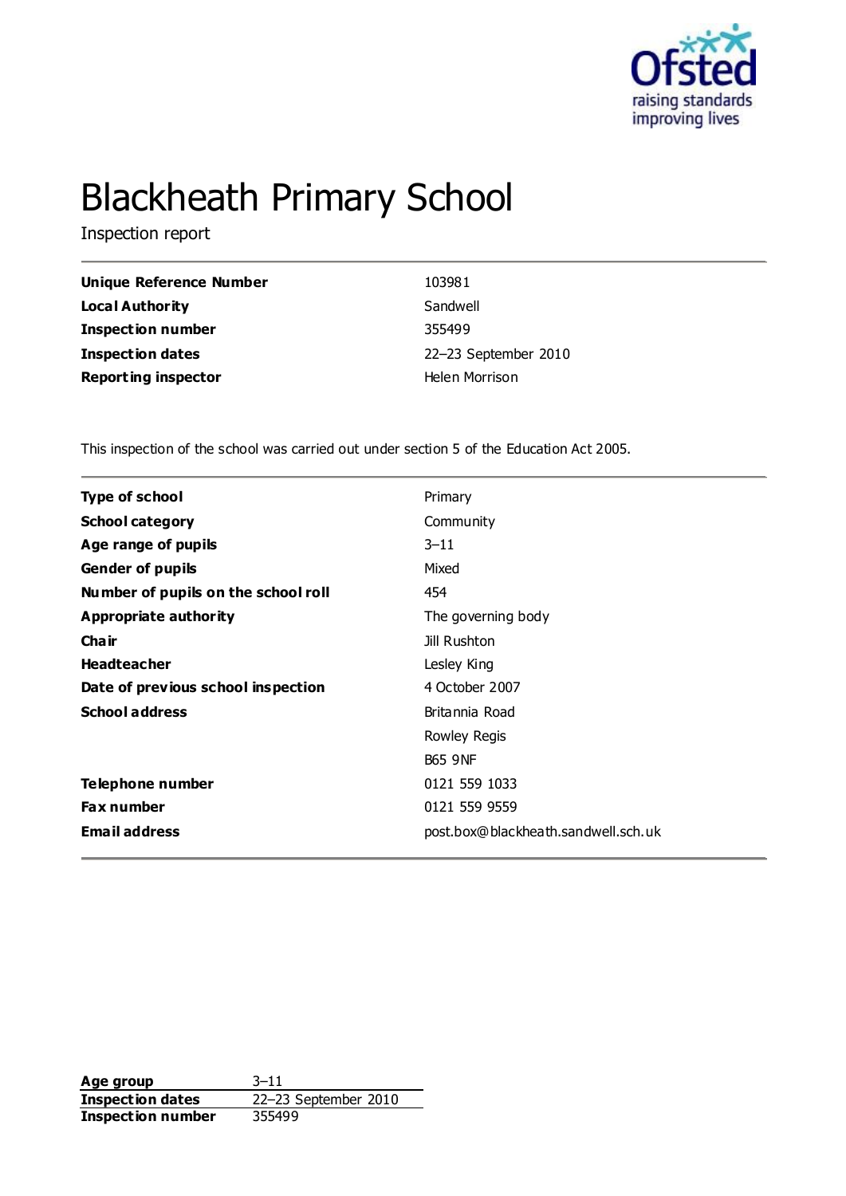# Blackheath Primary School

Inspection report

| | |
|---|---|
| **Unique Reference Number** | 103981 |
| **Local Authority** | Sandwell |
| **Inspection number** | 355499 |
| **Inspection dates** | 22–23 September 2010 |
| **Reporting inspector** | Helen Morrison |

This inspection of the school was carried out under section 5 of the Education Act 2005.

| | |
|---|---|
| **Type of school** | Primary |
| **School category** | Community |
| **Age range of pupils** | 3–11 |
| **Gender of pupils** | Mixed |
| **Number of pupils on the school roll** | 454 |
| **Appropriate authority** | The governing body |
| **Chair** | Jill Rushton |
| **Headteacher** | Lesley King |
| **Date of previous school inspection** | 4 October 2007 |
| **School address** | Britannia Road<br>Rowley Regis<br>B65 9NF |
| **Telephone number** | 0121 559 1033 |
| **Fax number** | 0121 559 9559 |
| **Email address** | post.box@blackheath.sandwell.sch.uk |

| | |
|---|---|
| **Age group** | 3–11 |
| **Inspection dates** | 22–23 September 2010 |
| **Inspection number** | 355499 |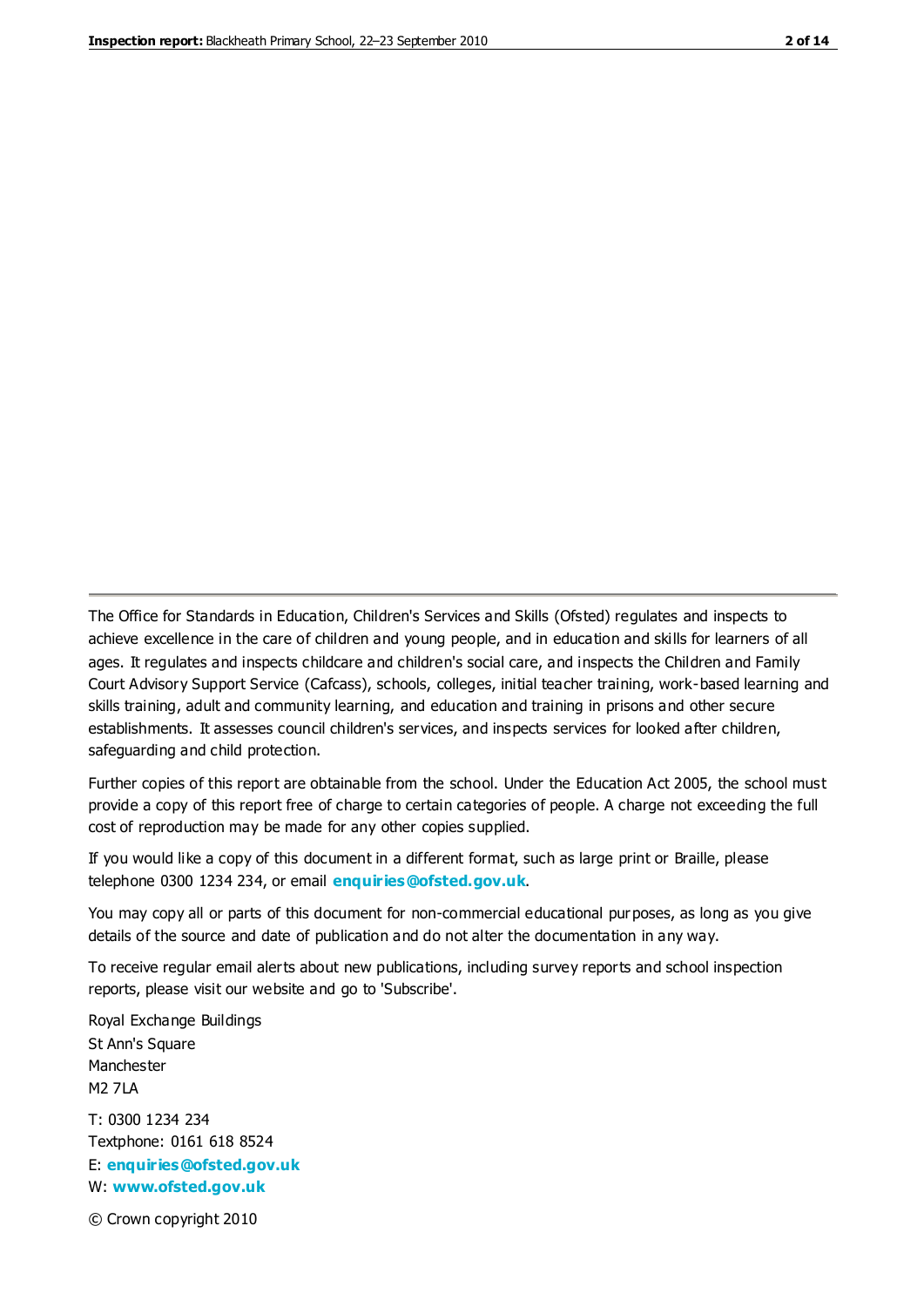The Office for Standards in Education, Children's Services and Skills (Ofsted) regulates and inspects to achieve excellence in the care of children and young people, and in education and skills for learners of all ages. It regulates and inspects childcare and children's social care, and inspects the Children and Family Court Advisory Support Service (Cafcass), schools, colleges, initial teacher training, work-based learning and skills training, adult and community learning, and education and training in prisons and other secure establishments. It assesses council children's services, and inspects services for looked after children, safeguarding and child protection.

Further copies of this report are obtainable from the school. Under the Education Act 2005, the school must provide a copy of this report free of charge to certain categories of people. A charge not exceeding the full cost of reproduction may be made for any other copies supplied.

If you would like a copy of this document in a different format, such as large print or Braille, please telephone 0300 1234 234, or email **enquiries@ofsted.gov.uk**.

You may copy all or parts of this document for non-commercial educational purposes, as long as you give details of the source and date of publication and do not alter the documentation in any way.

To receive regular email alerts about new publications, including survey reports and school inspection reports, please visit our website and go to 'Subscribe'.

Royal Exchange Buildings
St Ann's Square
Manchester
M2 7LA

T: 0300 1234 234
Textphone: 0161 618 8524
E: **enquiries@ofsted.gov.uk**
W: **www.ofsted.gov.uk**

© Crown copyright 2010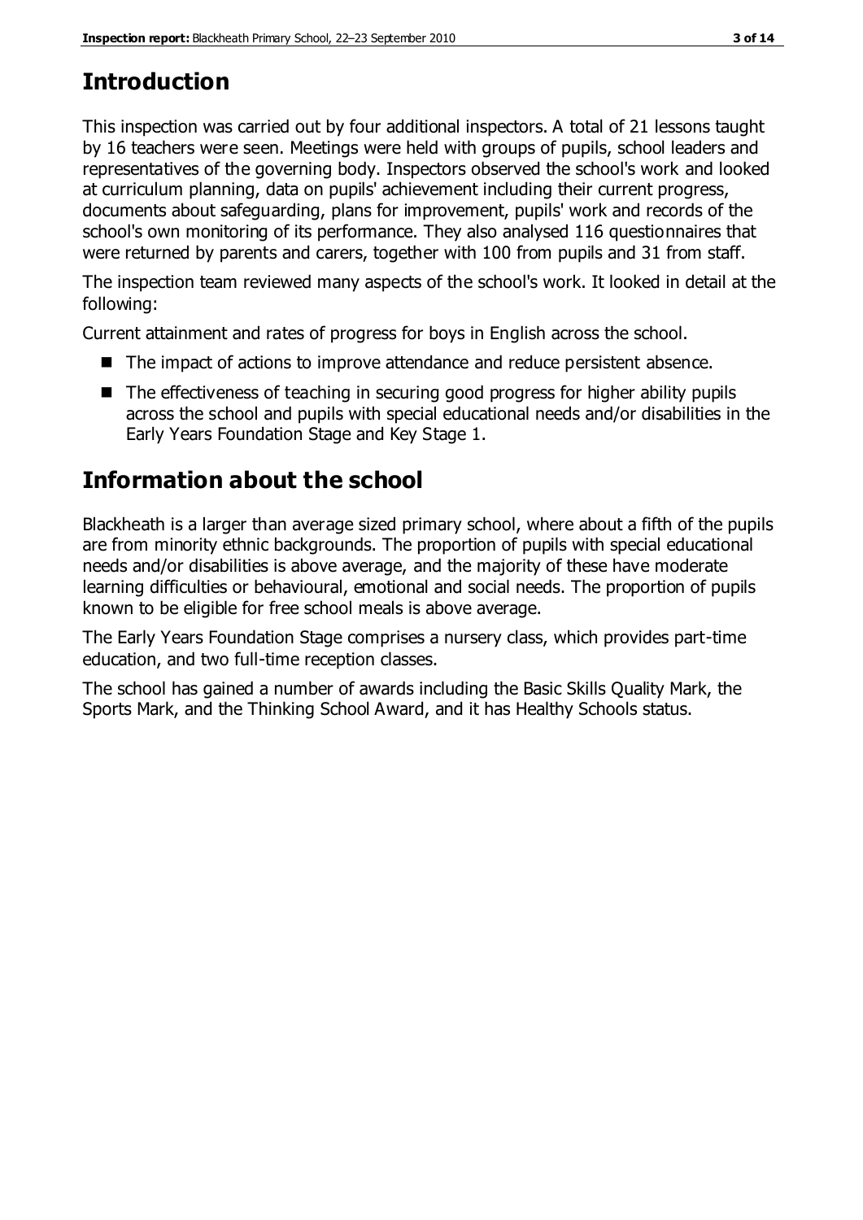# Introduction

This inspection was carried out by four additional inspectors. A total of 21 lessons taught by 16 teachers were seen. Meetings were held with groups of pupils, school leaders and representatives of the governing body. Inspectors observed the school's work and looked at curriculum planning, data on pupils' achievement including their current progress, documents about safeguarding, plans for improvement, pupils' work and records of the school's own monitoring of its performance. They also analysed 116 questionnaires that were returned by parents and carers, together with 100 from pupils and 31 from staff.

The inspection team reviewed many aspects of the school's work. It looked in detail at the following:

Current attainment and rates of progress for boys in English across the school.

- The impact of actions to improve attendance and reduce persistent absence.
- The effectiveness of teaching in securing good progress for higher ability pupils across the school and pupils with special educational needs and/or disabilities in the Early Years Foundation Stage and Key Stage 1.

# Information about the school

Blackheath is a larger than average sized primary school, where about a fifth of the pupils are from minority ethnic backgrounds. The proportion of pupils with special educational needs and/or disabilities is above average, and the majority of these have moderate learning difficulties or behavioural, emotional and social needs. The proportion of pupils known to be eligible for free school meals is above average.

The Early Years Foundation Stage comprises a nursery class, which provides part-time education, and two full-time reception classes.

The school has gained a number of awards including the Basic Skills Quality Mark, the Sports Mark, and the Thinking School Award, and it has Healthy Schools status.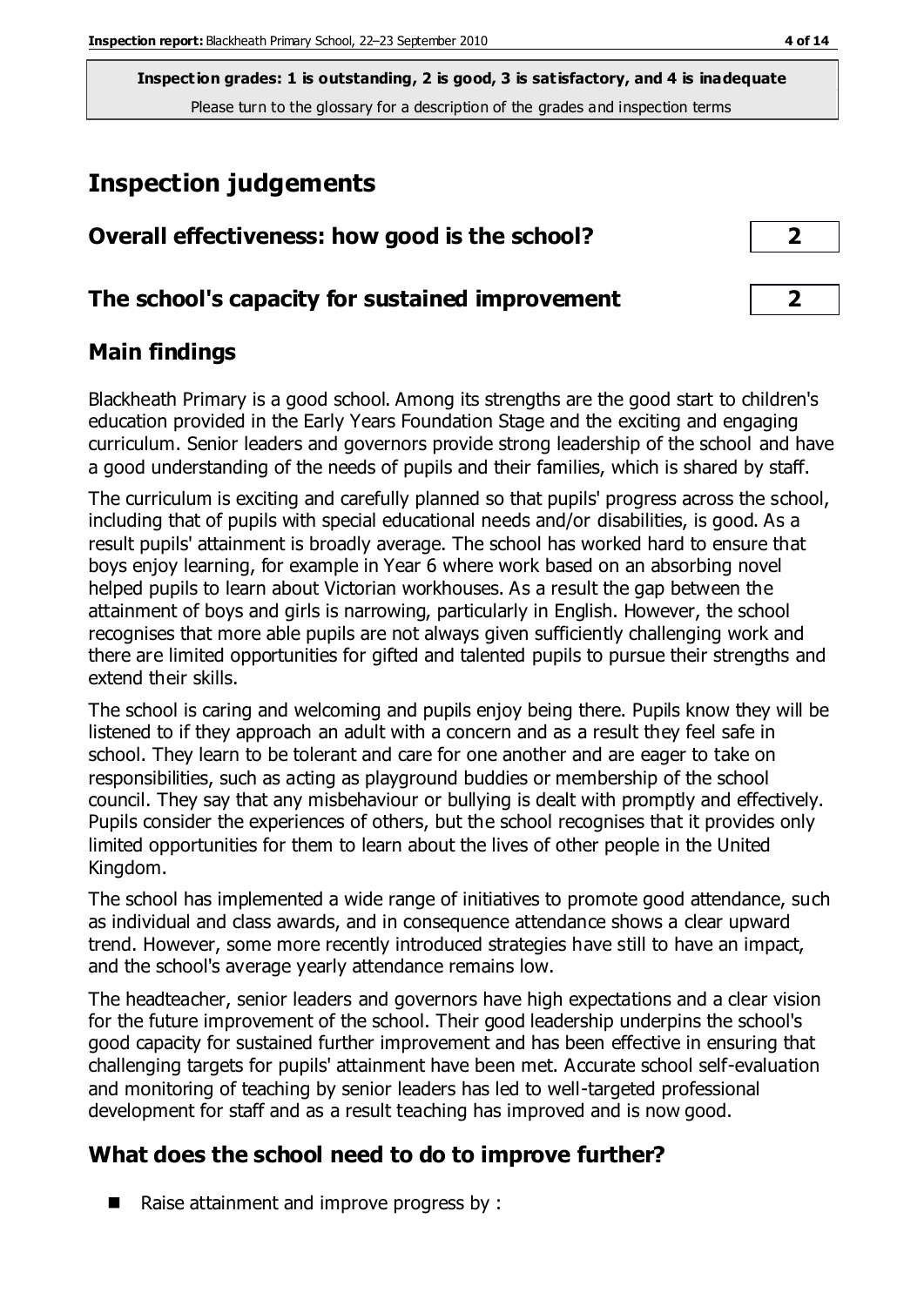**Inspection grades: 1 is outstanding, 2 is good, 3 is satisfactory, and 4 is inadequate**
Please turn to the glossary for a description of the grades and inspection terms

# Inspection judgements

## Overall effectiveness: how good is the school? — 2

## The school's capacity for sustained improvement — 2

## Main findings

Blackheath Primary is a good school. Among its strengths are the good start to children's education provided in the Early Years Foundation Stage and the exciting and engaging curriculum. Senior leaders and governors provide strong leadership of the school and have a good understanding of the needs of pupils and their families, which is shared by staff.

The curriculum is exciting and carefully planned so that pupils' progress across the school, including that of pupils with special educational needs and/or disabilities, is good. As a result pupils' attainment is broadly average. The school has worked hard to ensure that boys enjoy learning, for example in Year 6 where work based on an absorbing novel helped pupils to learn about Victorian workhouses. As a result the gap between the attainment of boys and girls is narrowing, particularly in English. However, the school recognises that more able pupils are not always given sufficiently challenging work and there are limited opportunities for gifted and talented pupils to pursue their strengths and extend their skills.

The school is caring and welcoming and pupils enjoy being there. Pupils know they will be listened to if they approach an adult with a concern and as a result they feel safe in school. They learn to be tolerant and care for one another and are eager to take on responsibilities, such as acting as playground buddies or membership of the school council. They say that any misbehaviour or bullying is dealt with promptly and effectively. Pupils consider the experiences of others, but the school recognises that it provides only limited opportunities for them to learn about the lives of other people in the United Kingdom.

The school has implemented a wide range of initiatives to promote good attendance, such as individual and class awards, and in consequence attendance shows a clear upward trend. However, some more recently introduced strategies have still to have an impact, and the school's average yearly attendance remains low.

The headteacher, senior leaders and governors have high expectations and a clear vision for the future improvement of the school. Their good leadership underpins the school's good capacity for sustained further improvement and has been effective in ensuring that challenging targets for pupils' attainment have been met. Accurate school self-evaluation and monitoring of teaching by senior leaders has led to well-targeted professional development for staff and as a result teaching has improved and is now good.

## What does the school need to do to improve further?

- Raise attainment and improve progress by :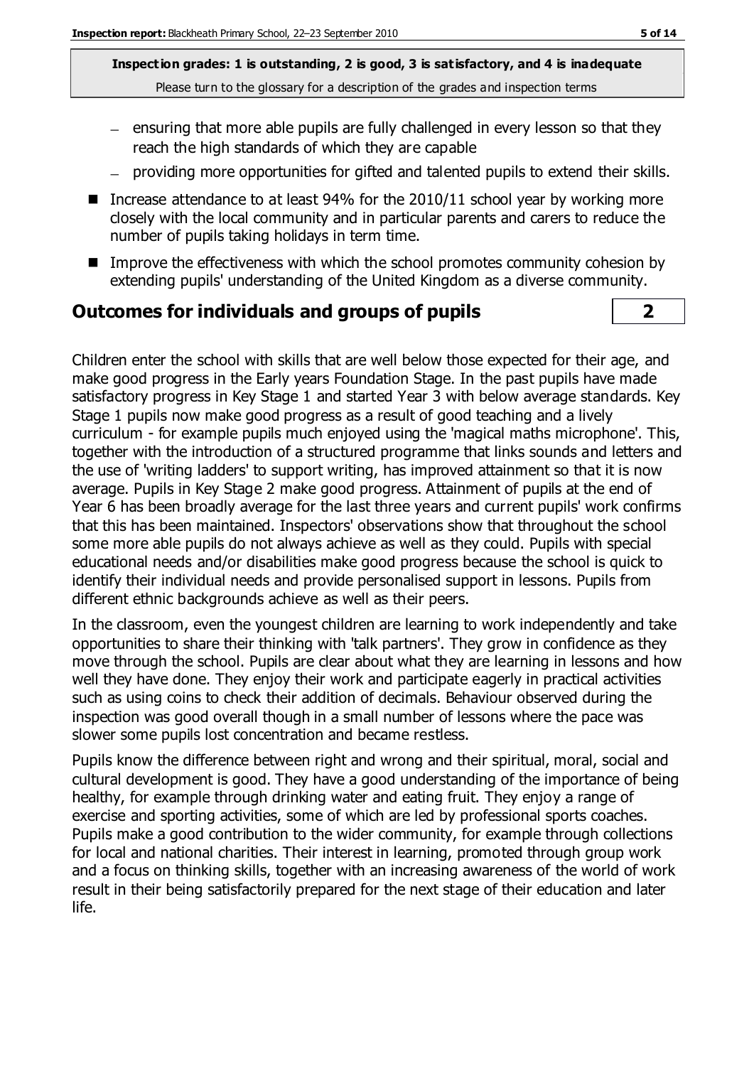**Inspection grades: 1 is outstanding, 2 is good, 3 is satisfactory, and 4 is inadequate**
Please turn to the glossary for a description of the grades and inspection terms

- ensuring that more able pupils are fully challenged in every lesson so that they reach the high standards of which they are capable
- providing more opportunities for gifted and talented pupils to extend their skills.

- Increase attendance to at least 94% for the 2010/11 school year by working more closely with the local community and in particular parents and carers to reduce the number of pupils taking holidays in term time.
- Improve the effectiveness with which the school promotes community cohesion by extending pupils' understanding of the United Kingdom as a diverse community.

## Outcomes for individuals and groups of pupils | 2

Children enter the school with skills that are well below those expected for their age, and make good progress in the Early years Foundation Stage. In the past pupils have made satisfactory progress in Key Stage 1 and started Year 3 with below average standards. Key Stage 1 pupils now make good progress as a result of good teaching and a lively curriculum - for example pupils much enjoyed using the 'magical maths microphone'. This, together with the introduction of a structured programme that links sounds and letters and the use of 'writing ladders' to support writing, has improved attainment so that it is now average. Pupils in Key Stage 2 make good progress. Attainment of pupils at the end of Year 6 has been broadly average for the last three years and current pupils' work confirms that this has been maintained. Inspectors' observations show that throughout the school some more able pupils do not always achieve as well as they could. Pupils with special educational needs and/or disabilities make good progress because the school is quick to identify their individual needs and provide personalised support in lessons. Pupils from different ethnic backgrounds achieve as well as their peers.

In the classroom, even the youngest children are learning to work independently and take opportunities to share their thinking with 'talk partners'. They grow in confidence as they move through the school. Pupils are clear about what they are learning in lessons and how well they have done. They enjoy their work and participate eagerly in practical activities such as using coins to check their addition of decimals. Behaviour observed during the inspection was good overall though in a small number of lessons where the pace was slower some pupils lost concentration and became restless.

Pupils know the difference between right and wrong and their spiritual, moral, social and cultural development is good. They have a good understanding of the importance of being healthy, for example through drinking water and eating fruit. They enjoy a range of exercise and sporting activities, some of which are led by professional sports coaches. Pupils make a good contribution to the wider community, for example through collections for local and national charities. Their interest in learning, promoted through group work and a focus on thinking skills, together with an increasing awareness of the world of work result in their being satisfactorily prepared for the next stage of their education and later life.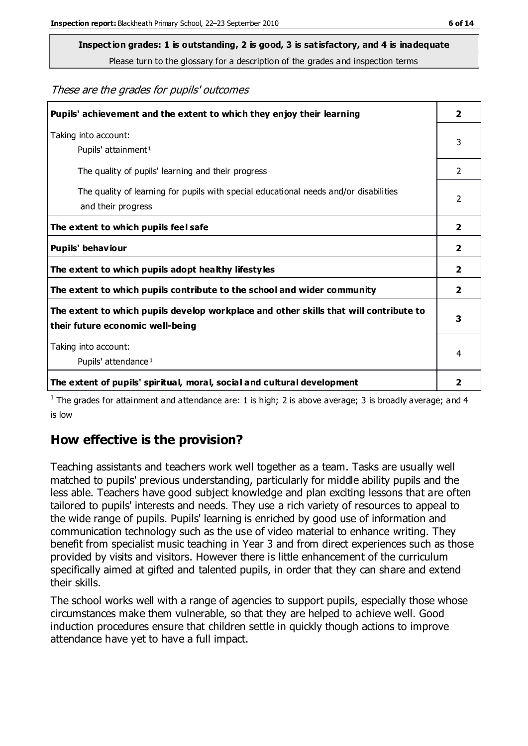**Inspection grades: 1 is outstanding, 2 is good, 3 is satisfactory, and 4 is inadequate**

Please turn to the glossary for a description of the grades and inspection terms

*These are the grades for pupils' outcomes*

| | |
|---|---|
| **Pupils' achievement and the extent to which they enjoy their learning** | **2** |
| Taking into account: Pupils' attainment[1] | 3 |
| The quality of pupils' learning and their progress | 2 |
| The quality of learning for pupils with special educational needs and/or disabilities and their progress | 2 |
| **The extent to which pupils feel safe** | **2** |
| **Pupils' behaviour** | **2** |
| **The extent to which pupils adopt healthy lifestyles** | **2** |
| **The extent to which pupils contribute to the school and wider community** | **2** |
| **The extent to which pupils develop workplace and other skills that will contribute to their future economic well-being** | **3** |
| Taking into account: Pupils' attendance[1] | 4 |
| **The extent of pupils' spiritual, moral, social and cultural development** | **2** |

[1] The grades for attainment and attendance are: 1 is high; 2 is above average; 3 is broadly average; and 4 is low

## How effective is the provision?

Teaching assistants and teachers work well together as a team. Tasks are usually well matched to pupils' previous understanding, particularly for middle ability pupils and the less able. Teachers have good subject knowledge and plan exciting lessons that are often tailored to pupils' interests and needs. They use a rich variety of resources to appeal to the wide range of pupils. Pupils' learning is enriched by good use of information and communication technology such as the use of video material to enhance writing. They benefit from specialist music teaching in Year 3 and from direct experiences such as those provided by visits and visitors. However there is little enhancement of the curriculum specifically aimed at gifted and talented pupils, in order that they can share and extend their skills.

The school works well with a range of agencies to support pupils, especially those whose circumstances make them vulnerable, so that they are helped to achieve well. Good induction procedures ensure that children settle in quickly though actions to improve attendance have yet to have a full impact.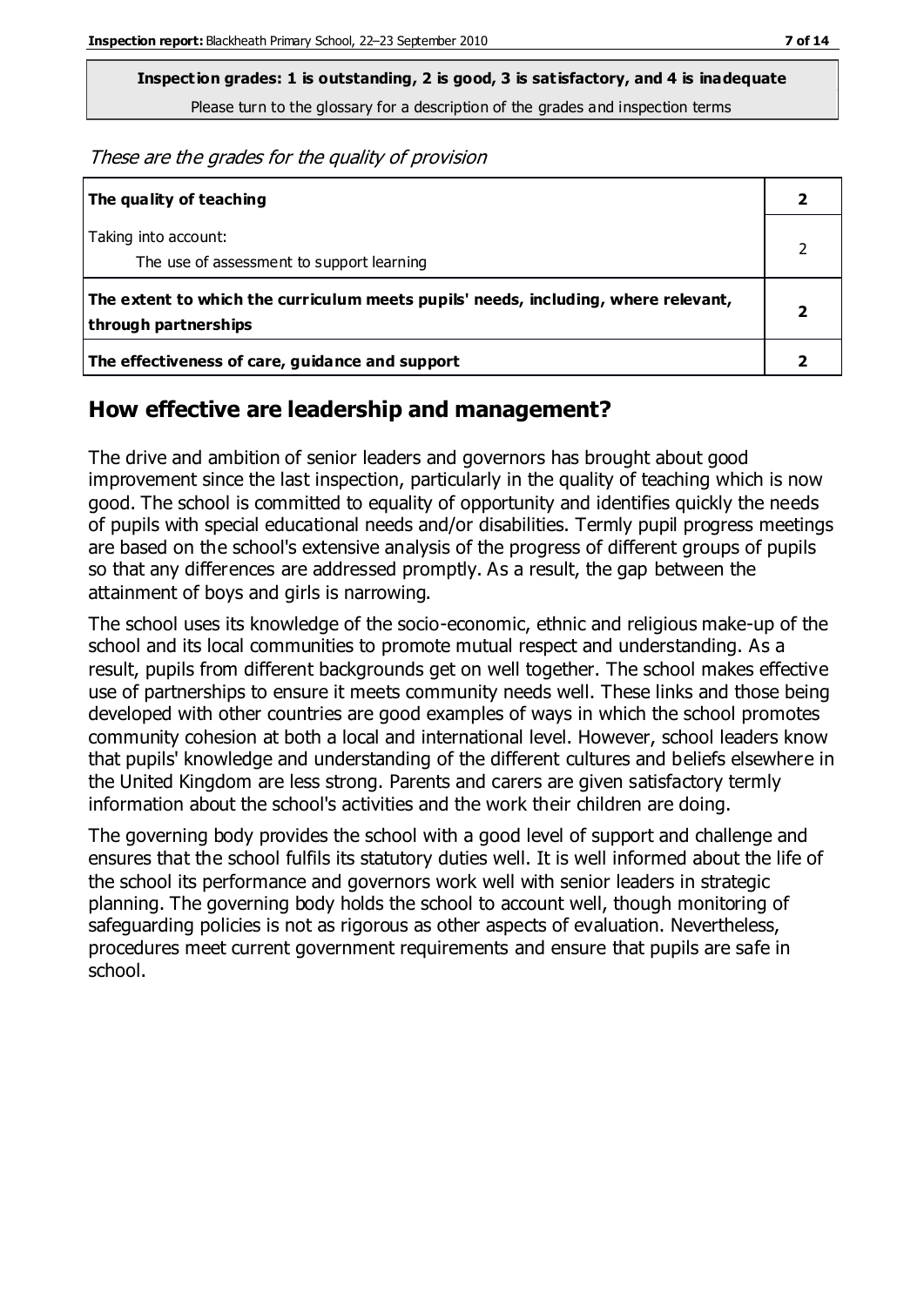**Inspection grades: 1 is outstanding, 2 is good, 3 is satisfactory, and 4 is inadequate**

Please turn to the glossary for a description of the grades and inspection terms

*These are the grades for the quality of provision*

| | |
|---|---|
| **The quality of teaching** | **2** |
| Taking into account:<br>The use of assessment to support learning | 2 |
| **The extent to which the curriculum meets pupils' needs, including, where relevant, through partnerships** | **2** |
| **The effectiveness of care, guidance and support** | **2** |

## How effective are leadership and management?

The drive and ambition of senior leaders and governors has brought about good improvement since the last inspection, particularly in the quality of teaching which is now good. The school is committed to equality of opportunity and identifies quickly the needs of pupils with special educational needs and/or disabilities. Termly pupil progress meetings are based on the school's extensive analysis of the progress of different groups of pupils so that any differences are addressed promptly. As a result, the gap between the attainment of boys and girls is narrowing.

The school uses its knowledge of the socio-economic, ethnic and religious make-up of the school and its local communities to promote mutual respect and understanding. As a result, pupils from different backgrounds get on well together. The school makes effective use of partnerships to ensure it meets community needs well. These links and those being developed with other countries are good examples of ways in which the school promotes community cohesion at both a local and international level. However, school leaders know that pupils' knowledge and understanding of the different cultures and beliefs elsewhere in the United Kingdom are less strong. Parents and carers are given satisfactory termly information about the school's activities and the work their children are doing.

The governing body provides the school with a good level of support and challenge and ensures that the school fulfils its statutory duties well. It is well informed about the life of the school its performance and governors work well with senior leaders in strategic planning. The governing body holds the school to account well, though monitoring of safeguarding policies is not as rigorous as other aspects of evaluation. Nevertheless, procedures meet current government requirements and ensure that pupils are safe in school.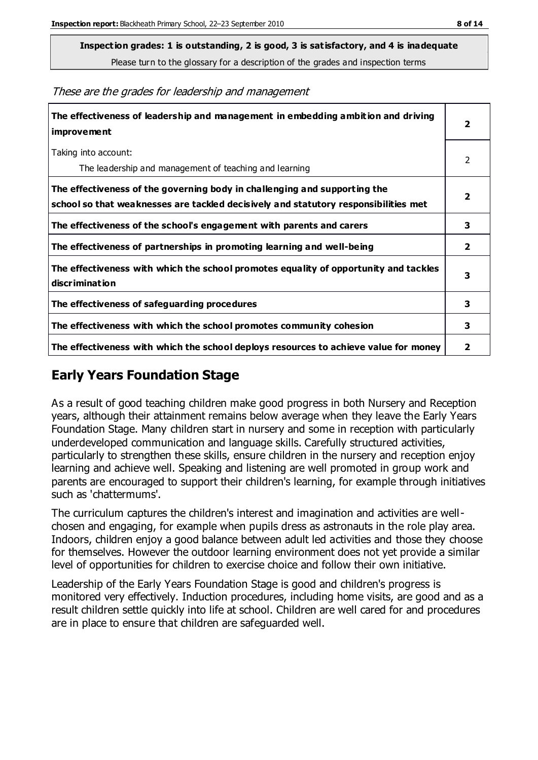**Inspection grades: 1 is outstanding, 2 is good, 3 is satisfactory, and 4 is inadequate**

Please turn to the glossary for a description of the grades and inspection terms

*These are the grades for leadership and management*

| | |
|---|---|
| **The effectiveness of leadership and management in embedding ambition and driving improvement** | **2** |
| Taking into account:<br>The leadership and management of teaching and learning | 2 |
| **The effectiveness of the governing body in challenging and supporting the school so that weaknesses are tackled decisively and statutory responsibilities met** | **2** |
| **The effectiveness of the school's engagement with parents and carers** | **3** |
| **The effectiveness of partnerships in promoting learning and well-being** | **2** |
| **The effectiveness with which the school promotes equality of opportunity and tackles discrimination** | **3** |
| **The effectiveness of safeguarding procedures** | **3** |
| **The effectiveness with which the school promotes community cohesion** | **3** |
| **The effectiveness with which the school deploys resources to achieve value for money** | **2** |

## Early Years Foundation Stage

As a result of good teaching children make good progress in both Nursery and Reception years, although their attainment remains below average when they leave the Early Years Foundation Stage. Many children start in nursery and some in reception with particularly underdeveloped communication and language skills. Carefully structured activities, particularly to strengthen these skills, ensure children in the nursery and reception enjoy learning and achieve well. Speaking and listening are well promoted in group work and parents are encouraged to support their children's learning, for example through initiatives such as 'chattermums'.

The curriculum captures the children's interest and imagination and activities are well-chosen and engaging, for example when pupils dress as astronauts in the role play area. Indoors, children enjoy a good balance between adult led activities and those they choose for themselves. However the outdoor learning environment does not yet provide a similar level of opportunities for children to exercise choice and follow their own initiative.

Leadership of the Early Years Foundation Stage is good and children's progress is monitored very effectively. Induction procedures, including home visits, are good and as a result children settle quickly into life at school. Children are well cared for and procedures are in place to ensure that children are safeguarded well.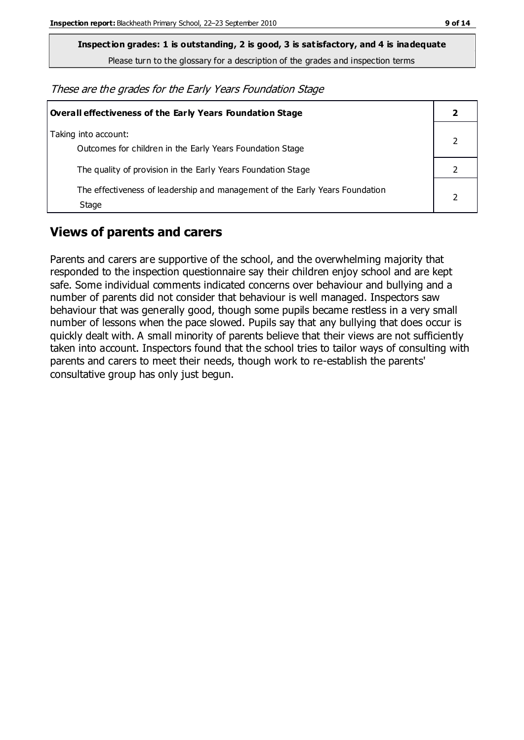**Inspection grades: 1 is outstanding, 2 is good, 3 is satisfactory, and 4 is inadequate**

Please turn to the glossary for a description of the grades and inspection terms

*These are the grades for the Early Years Foundation Stage*

| **Overall effectiveness of the Early Years Foundation Stage** | **2** |
|---|---|
| Taking into account:<br>Outcomes for children in the Early Years Foundation Stage | 2 |
| The quality of provision in the Early Years Foundation Stage | 2 |
| The effectiveness of leadership and management of the Early Years Foundation Stage | 2 |

## Views of parents and carers

Parents and carers are supportive of the school, and the overwhelming majority that responded to the inspection questionnaire say their children enjoy school and are kept safe. Some individual comments indicated concerns over behaviour and bullying and a number of parents did not consider that behaviour is well managed. Inspectors saw behaviour that was generally good, though some pupils became restless in a very small number of lessons when the pace slowed. Pupils say that any bullying that does occur is quickly dealt with. A small minority of parents believe that their views are not sufficiently taken into account. Inspectors found that the school tries to tailor ways of consulting with parents and carers to meet their needs, though work to re-establish the parents' consultative group has only just begun.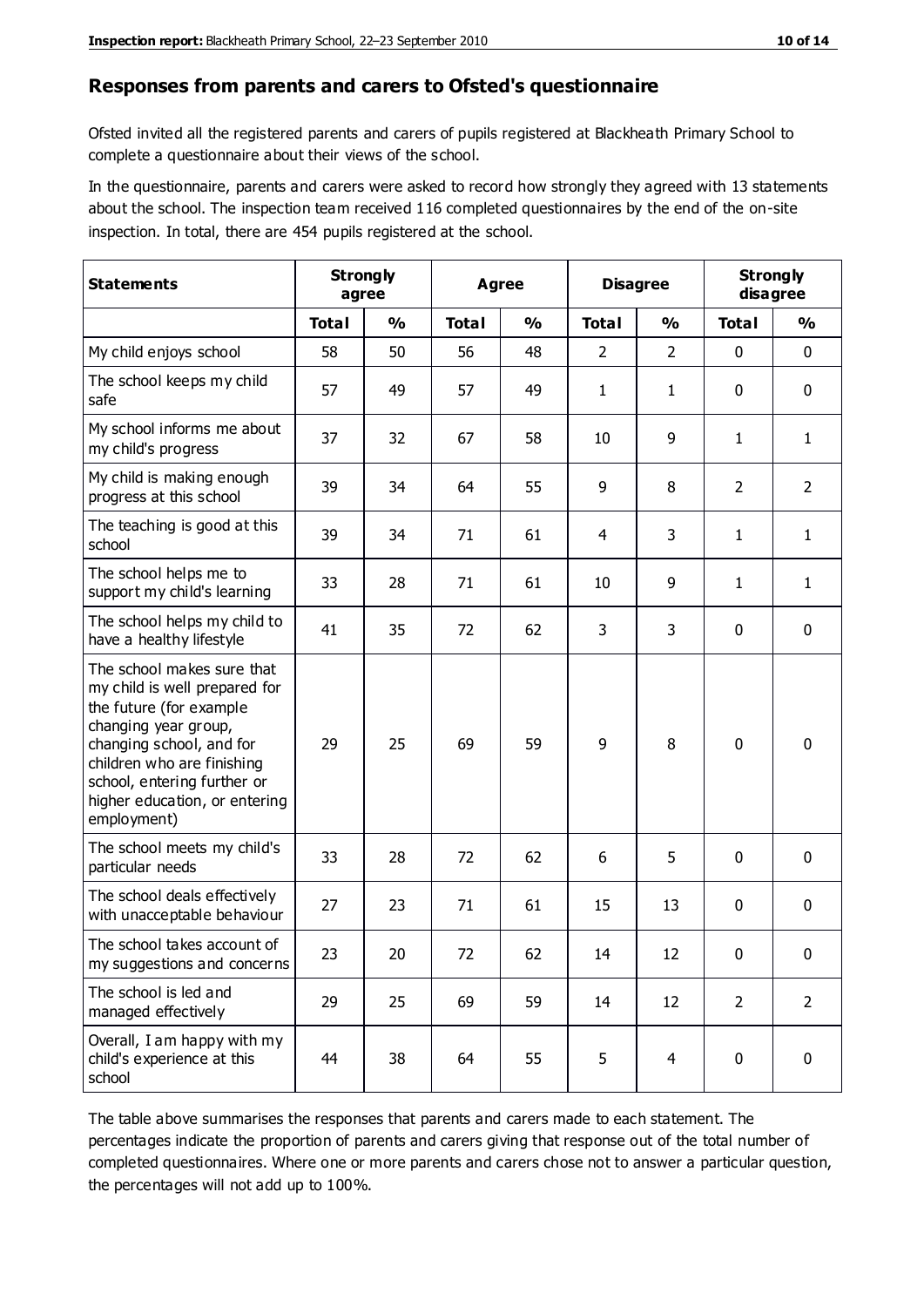## Responses from parents and carers to Ofsted's questionnaire

Ofsted invited all the registered parents and carers of pupils registered at Blackheath Primary School to complete a questionnaire about their views of the school.

In the questionnaire, parents and carers were asked to record how strongly they agreed with 13 statements about the school. The inspection team received 116 completed questionnaires by the end of the on-site inspection. In total, there are 454 pupils registered at the school.

| Statements | Strongly agree | | Agree | | Disagree | | Strongly disagree | |
|---|---|---|---|---|---|---|---|---|
| | Total | % | Total | % | Total | % | Total | % |
| My child enjoys school | 58 | 50 | 56 | 48 | 2 | 2 | 0 | 0 |
| The school keeps my child safe | 57 | 49 | 57 | 49 | 1 | 1 | 0 | 0 |
| My school informs me about my child's progress | 37 | 32 | 67 | 58 | 10 | 9 | 1 | 1 |
| My child is making enough progress at this school | 39 | 34 | 64 | 55 | 9 | 8 | 2 | 2 |
| The teaching is good at this school | 39 | 34 | 71 | 61 | 4 | 3 | 1 | 1 |
| The school helps me to support my child's learning | 33 | 28 | 71 | 61 | 10 | 9 | 1 | 1 |
| The school helps my child to have a healthy lifestyle | 41 | 35 | 72 | 62 | 3 | 3 | 0 | 0 |
| The school makes sure that my child is well prepared for the future (for example changing year group, changing school, and for children who are finishing school, entering further or higher education, or entering employment) | 29 | 25 | 69 | 59 | 9 | 8 | 0 | 0 |
| The school meets my child's particular needs | 33 | 28 | 72 | 62 | 6 | 5 | 0 | 0 |
| The school deals effectively with unacceptable behaviour | 27 | 23 | 71 | 61 | 15 | 13 | 0 | 0 |
| The school takes account of my suggestions and concerns | 23 | 20 | 72 | 62 | 14 | 12 | 0 | 0 |
| The school is led and managed effectively | 29 | 25 | 69 | 59 | 14 | 12 | 2 | 2 |
| Overall, I am happy with my child's experience at this school | 44 | 38 | 64 | 55 | 5 | 4 | 0 | 0 |

The table above summarises the responses that parents and carers made to each statement. The percentages indicate the proportion of parents and carers giving that response out of the total number of completed questionnaires. Where one or more parents and carers chose not to answer a particular question, the percentages will not add up to 100%.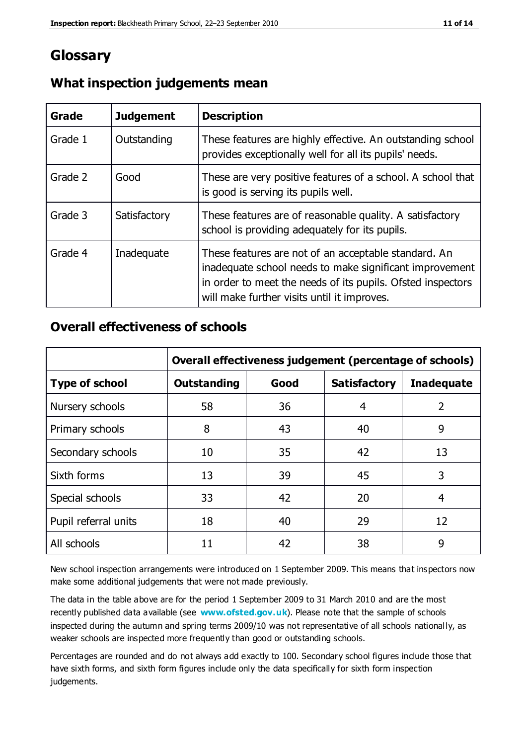# Glossary

## What inspection judgements mean

| Grade | Judgement | Description |
| --- | --- | --- |
| Grade 1 | Outstanding | These features are highly effective. An outstanding school provides exceptionally well for all its pupils' needs. |
| Grade 2 | Good | These are very positive features of a school. A school that is good is serving its pupils well. |
| Grade 3 | Satisfactory | These features are of reasonable quality. A satisfactory school is providing adequately for its pupils. |
| Grade 4 | Inadequate | These features are not of an acceptable standard. An inadequate school needs to make significant improvement in order to meet the needs of its pupils. Ofsted inspectors will make further visits until it improves. |

## Overall effectiveness of schools

| | Overall effectiveness judgement (percentage of schools) | | | |
| --- | --- | --- | --- | --- |
| **Type of school** | **Outstanding** | **Good** | **Satisfactory** | **Inadequate** |
| Nursery schools | 58 | 36 | 4 | 2 |
| Primary schools | 8 | 43 | 40 | 9 |
| Secondary schools | 10 | 35 | 42 | 13 |
| Sixth forms | 13 | 39 | 45 | 3 |
| Special schools | 33 | 42 | 20 | 4 |
| Pupil referral units | 18 | 40 | 29 | 12 |
| All schools | 11 | 42 | 38 | 9 |

New school inspection arrangements were introduced on 1 September 2009. This means that inspectors now make some additional judgements that were not made previously.

The data in the table above are for the period 1 September 2009 to 31 March 2010 and are the most recently published data available (see **www.ofsted.gov.uk**). Please note that the sample of schools inspected during the autumn and spring terms 2009/10 was not representative of all schools nationally, as weaker schools are inspected more frequently than good or outstanding schools.

Percentages are rounded and do not always add exactly to 100. Secondary school figures include those that have sixth forms, and sixth form figures include only the data specifically for sixth form inspection judgements.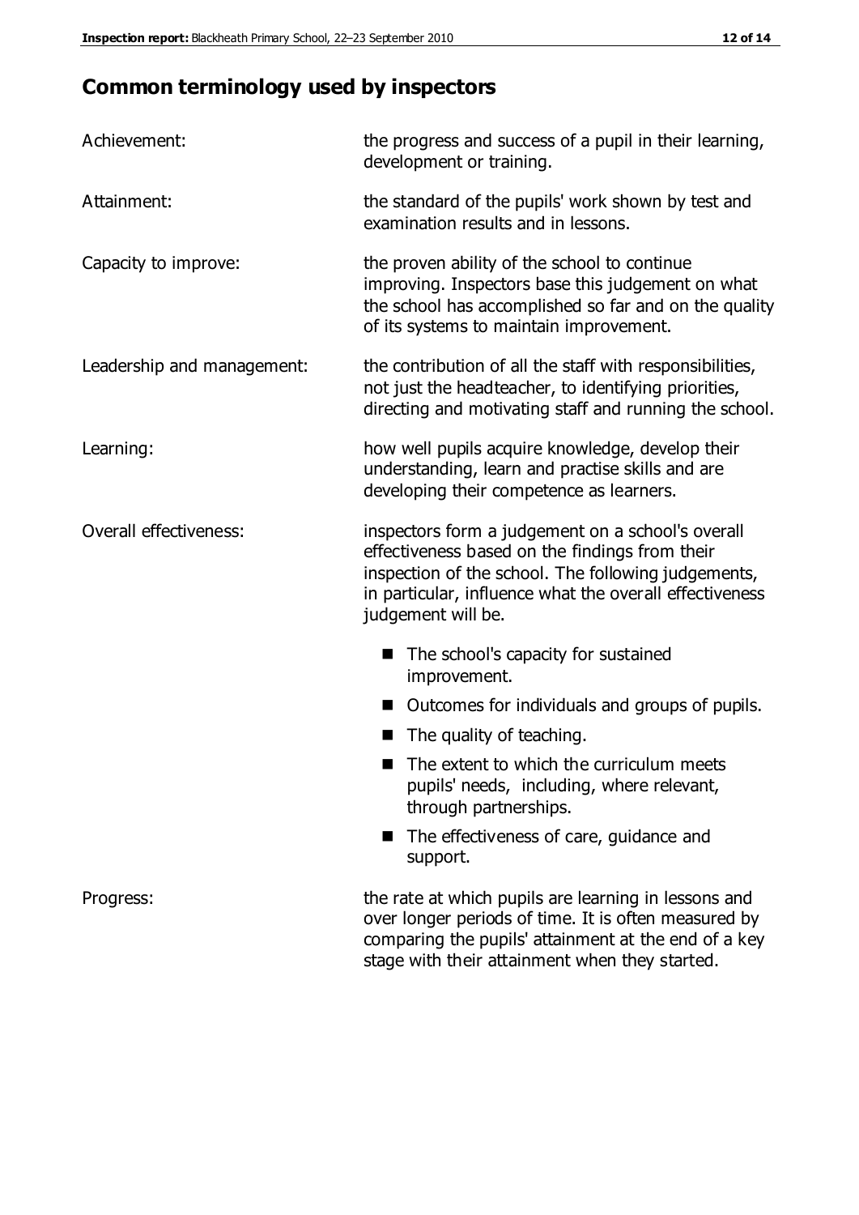## Common terminology used by inspectors

| | |
|---|---|
| Achievement: | the progress and success of a pupil in their learning, development or training. |
| Attainment: | the standard of the pupils' work shown by test and examination results and in lessons. |
| Capacity to improve: | the proven ability of the school to continue improving. Inspectors base this judgement on what the school has accomplished so far and on the quality of its systems to maintain improvement. |
| Leadership and management: | the contribution of all the staff with responsibilities, not just the headteacher, to identifying priorities, directing and motivating staff and running the school. |
| Learning: | how well pupils acquire knowledge, develop their understanding, learn and practise skills and are developing their competence as learners. |
| Overall effectiveness: | inspectors form a judgement on a school's overall effectiveness based on the findings from their inspection of the school. The following judgements, in particular, influence what the overall effectiveness judgement will be.<br>■ The school's capacity for sustained improvement.<br>■ Outcomes for individuals and groups of pupils.<br>■ The quality of teaching.<br>■ The extent to which the curriculum meets pupils' needs, including, where relevant, through partnerships.<br>■ The effectiveness of care, guidance and support. |
| Progress: | the rate at which pupils are learning in lessons and over longer periods of time. It is often measured by comparing the pupils' attainment at the end of a key stage with their attainment when they started. |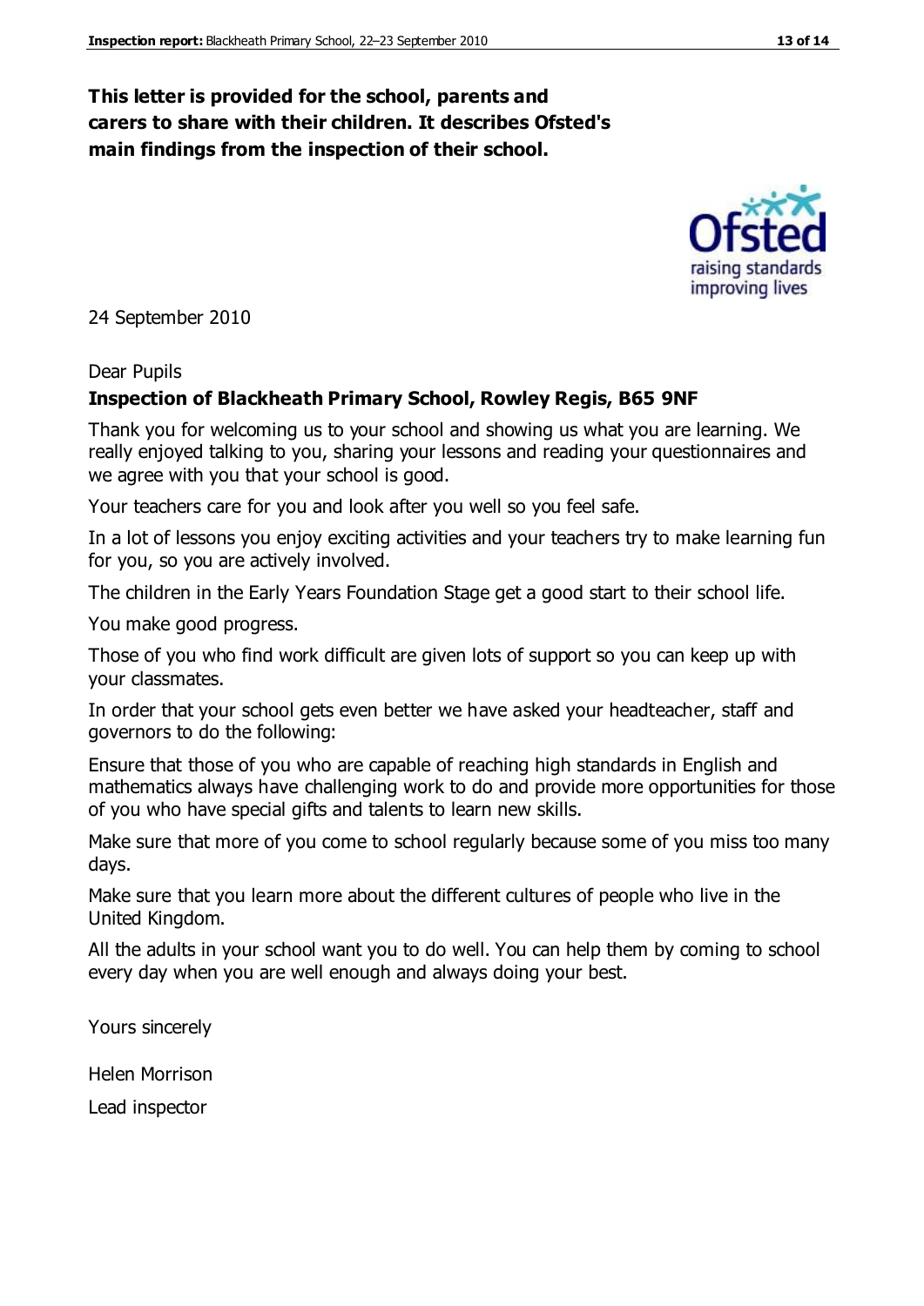**This letter is provided for the school, parents and carers to share with their children. It describes Ofsted's main findings from the inspection of their school.**

24 September 2010

Dear Pupils

**Inspection of Blackheath Primary School, Rowley Regis, B65 9NF**

Thank you for welcoming us to your school and showing us what you are learning. We really enjoyed talking to you, sharing your lessons and reading your questionnaires and we agree with you that your school is good.

Your teachers care for you and look after you well so you feel safe.

In a lot of lessons you enjoy exciting activities and your teachers try to make learning fun for you, so you are actively involved.

The children in the Early Years Foundation Stage get a good start to their school life.

You make good progress.

Those of you who find work difficult are given lots of support so you can keep up with your classmates.

In order that your school gets even better we have asked your headteacher, staff and governors to do the following:

Ensure that those of you who are capable of reaching high standards in English and mathematics always have challenging work to do and provide more opportunities for those of you who have special gifts and talents to learn new skills.

Make sure that more of you come to school regularly because some of you miss too many days.

Make sure that you learn more about the different cultures of people who live in the United Kingdom.

All the adults in your school want you to do well. You can help them by coming to school every day when you are well enough and always doing your best.

Yours sincerely

Helen Morrison

Lead inspector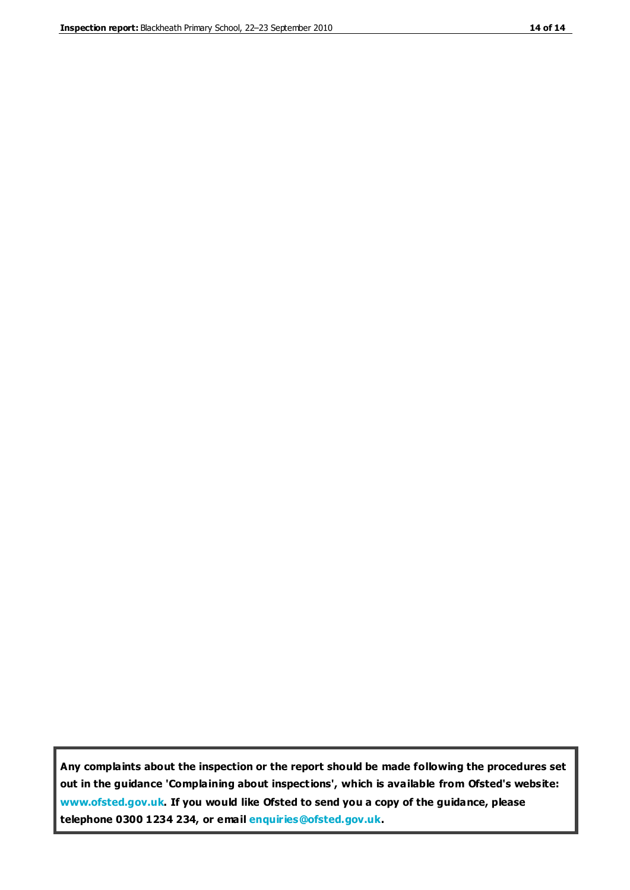**Any complaints about the inspection or the report should be made following the procedures set out in the guidance 'Complaining about inspections', which is available from Ofsted's website: www.ofsted.gov.uk. If you would like Ofsted to send you a copy of the guidance, please telephone 0300 1234 234, or email enquiries@ofsted.gov.uk.**